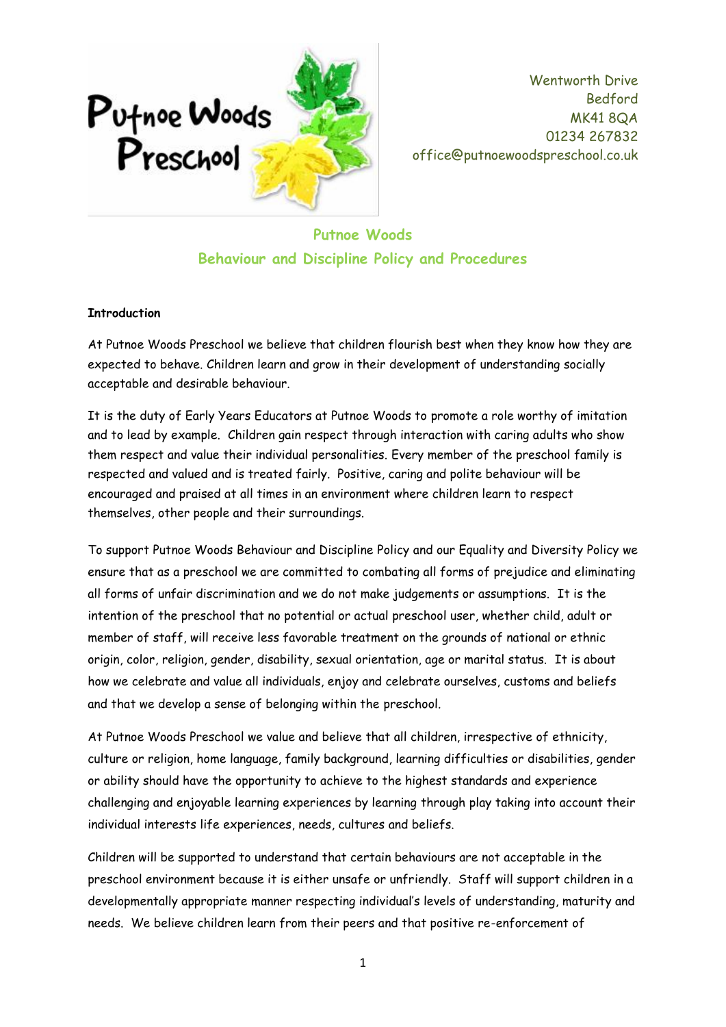Putnoe Woods Preschool

Wentworth Drive
Bedford
MK41 8QA
01234 267832
office@putnoewoodspreschool.co.uk

# Putnoe Woods
# Behaviour and Discipline Policy and Procedures

**Introduction**

At Putnoe Woods Preschool we believe that children flourish best when they know how they are expected to behave. Children learn and grow in their development of understanding socially acceptable and desirable behaviour.

It is the duty of Early Years Educators at Putnoe Woods to promote a role worthy of imitation and to lead by example. Children gain respect through interaction with caring adults who show them respect and value their individual personalities. Every member of the preschool family is respected and valued and is treated fairly. Positive, caring and polite behaviour will be encouraged and praised at all times in an environment where children learn to respect themselves, other people and their surroundings.

To support Putnoe Woods Behaviour and Discipline Policy and our Equality and Diversity Policy we ensure that as a preschool we are committed to combating all forms of prejudice and eliminating all forms of unfair discrimination and we do not make judgements or assumptions. It is the intention of the preschool that no potential or actual preschool user, whether child, adult or member of staff, will receive less favorable treatment on the grounds of national or ethnic origin, color, religion, gender, disability, sexual orientation, age or marital status. It is about how we celebrate and value all individuals, enjoy and celebrate ourselves, customs and beliefs and that we develop a sense of belonging within the preschool.

At Putnoe Woods Preschool we value and believe that all children, irrespective of ethnicity, culture or religion, home language, family background, learning difficulties or disabilities, gender or ability should have the opportunity to achieve to the highest standards and experience challenging and enjoyable learning experiences by learning through play taking into account their individual interests life experiences, needs, cultures and beliefs.

Children will be supported to understand that certain behaviours are not acceptable in the preschool environment because it is either unsafe or unfriendly. Staff will support children in a developmentally appropriate manner respecting individual's levels of understanding, maturity and needs. We believe children learn from their peers and that positive re-enforcement of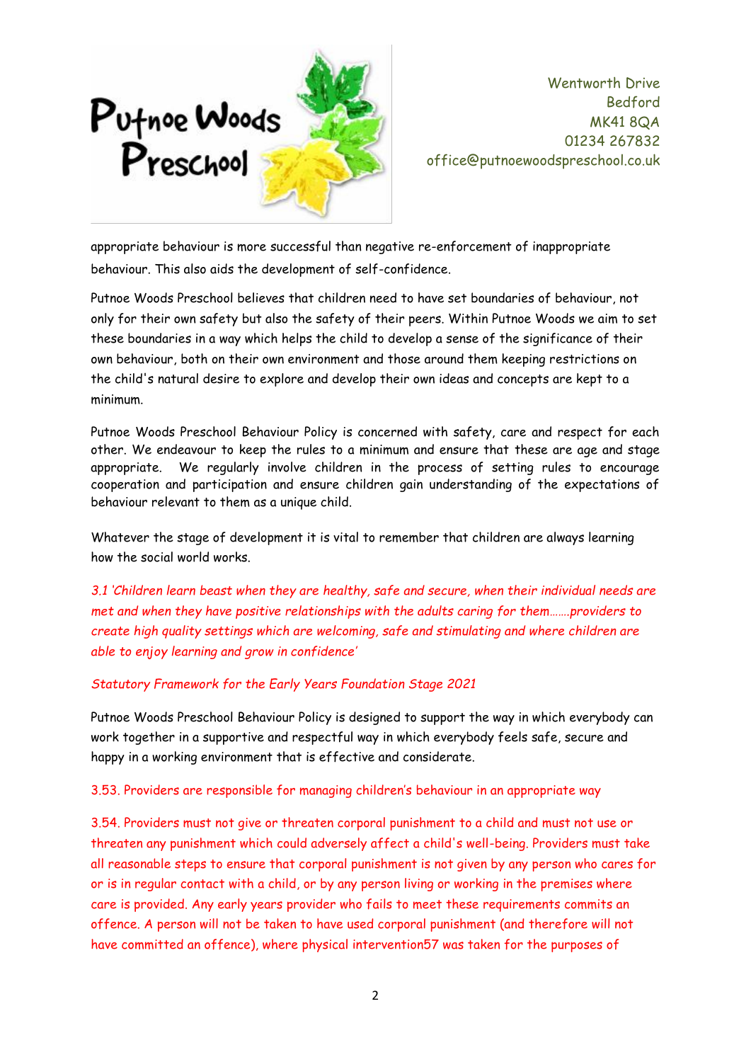appropriate behaviour is more successful than negative re-enforcement of inappropriate behaviour. This also aids the development of self-confidence.

Putnoe Woods Preschool believes that children need to have set boundaries of behaviour, not only for their own safety but also the safety of their peers. Within Putnoe Woods we aim to set these boundaries in a way which helps the child to develop a sense of the significance of their own behaviour, both on their own environment and those around them keeping restrictions on the child's natural desire to explore and develop their own ideas and concepts are kept to a minimum.

Putnoe Woods Preschool Behaviour Policy is concerned with safety, care and respect for each other. We endeavour to keep the rules to a minimum and ensure that these are age and stage appropriate. We regularly involve children in the process of setting rules to encourage cooperation and participation and ensure children gain understanding of the expectations of behaviour relevant to them as a unique child.

Whatever the stage of development it is vital to remember that children are always learning how the social world works.

*3.1 'Children learn beast when they are healthy, safe and secure, when their individual needs are met and when they have positive relationships with the adults caring for them…….providers to create high quality settings which are welcoming, safe and stimulating and where children are able to enjoy learning and grow in confidence'*

*Statutory Framework for the Early Years Foundation Stage 2021*

Putnoe Woods Preschool Behaviour Policy is designed to support the way in which everybody can work together in a supportive and respectful way in which everybody feels safe, secure and happy in a working environment that is effective and considerate.

3.53. Providers are responsible for managing children's behaviour in an appropriate way

3.54. Providers must not give or threaten corporal punishment to a child and must not use or threaten any punishment which could adversely affect a child's well-being. Providers must take all reasonable steps to ensure that corporal punishment is not given by any person who cares for or is in regular contact with a child, or by any person living or working in the premises where care is provided. Any early years provider who fails to meet these requirements commits an offence. A person will not be taken to have used corporal punishment (and therefore will not have committed an offence), where physical intervention57 was taken for the purposes of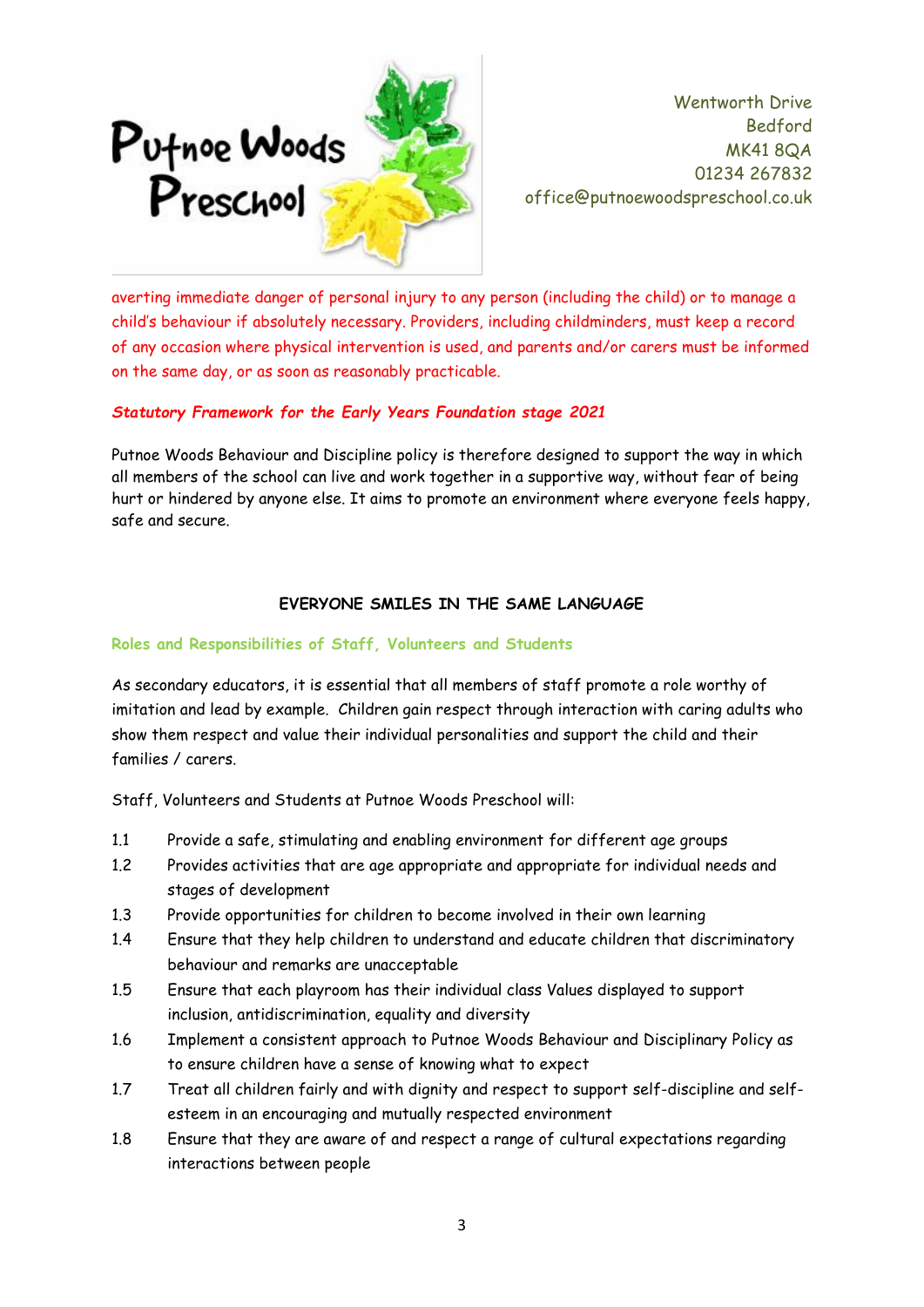averting immediate danger of personal injury to any person (including the child) or to manage a child's behaviour if absolutely necessary. Providers, including childminders, must keep a record of any occasion where physical intervention is used, and parents and/or carers must be informed on the same day, or as soon as reasonably practicable.

***Statutory Framework for the Early Years Foundation stage 2021***

Putnoe Woods Behaviour and Discipline policy is therefore designed to support the way in which all members of the school can live and work together in a supportive way, without fear of being hurt or hindered by anyone else. It aims to promote an environment where everyone feels happy, safe and secure.

**EVERYONE SMILES IN THE SAME LANGUAGE**

**Roles and Responsibilities of Staff, Volunteers and Students**

As secondary educators, it is essential that all members of staff promote a role worthy of imitation and lead by example. Children gain respect through interaction with caring adults who show them respect and value their individual personalities and support the child and their families / carers.

Staff, Volunteers and Students at Putnoe Woods Preschool will:

1.1 Provide a safe, stimulating and enabling environment for different age groups
1.2 Provides activities that are age appropriate and appropriate for individual needs and stages of development
1.3 Provide opportunities for children to become involved in their own learning
1.4 Ensure that they help children to understand and educate children that discriminatory behaviour and remarks are unacceptable
1.5 Ensure that each playroom has their individual class Values displayed to support inclusion, antidiscrimination, equality and diversity
1.6 Implement a consistent approach to Putnoe Woods Behaviour and Disciplinary Policy as to ensure children have a sense of knowing what to expect
1.7 Treat all children fairly and with dignity and respect to support self-discipline and self-esteem in an encouraging and mutually respected environment
1.8 Ensure that they are aware of and respect a range of cultural expectations regarding interactions between people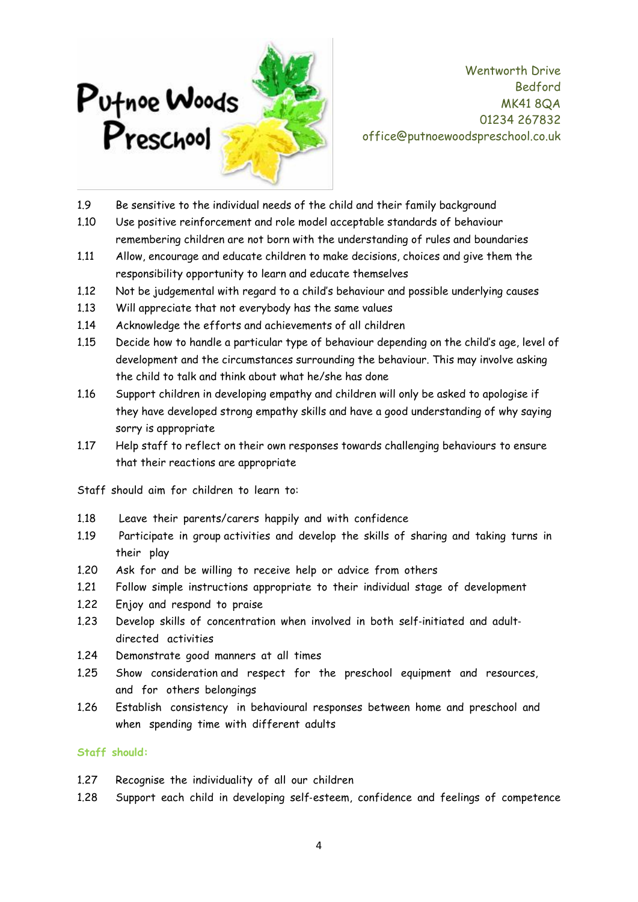1.9 Be sensitive to the individual needs of the child and their family background

1.10 Use positive reinforcement and role model acceptable standards of behaviour remembering children are not born with the understanding of rules and boundaries

1.11 Allow, encourage and educate children to make decisions, choices and give them the responsibility opportunity to learn and educate themselves

1.12 Not be judgemental with regard to a child's behaviour and possible underlying causes

1.13 Will appreciate that not everybody has the same values

1.14 Acknowledge the efforts and achievements of all children

1.15 Decide how to handle a particular type of behaviour depending on the child's age, level of development and the circumstances surrounding the behaviour. This may involve asking the child to talk and think about what he/she has done

1.16 Support children in developing empathy and children will only be asked to apologise if they have developed strong empathy skills and have a good understanding of why saying sorry is appropriate

1.17 Help staff to reflect on their own responses towards challenging behaviours to ensure that their reactions are appropriate

Staff should aim for children to learn to:

1.18 Leave their parents/carers happily and with confidence

1.19 Participate in group activities and develop the skills of sharing and taking turns in their play

1.20 Ask for and be willing to receive help or advice from others

1.21 Follow simple instructions appropriate to their individual stage of development

1.22 Enjoy and respond to praise

1.23 Develop skills of concentration when involved in both self-initiated and adult-directed activities

1.24 Demonstrate good manners at all times

1.25 Show consideration and respect for the preschool equipment and resources, and for others belongings

1.26 Establish consistency in behavioural responses between home and preschool and when spending time with different adults

**Staff should:**

1.27 Recognise the individuality of all our children

1.28 Support each child in developing self-esteem, confidence and feelings of competence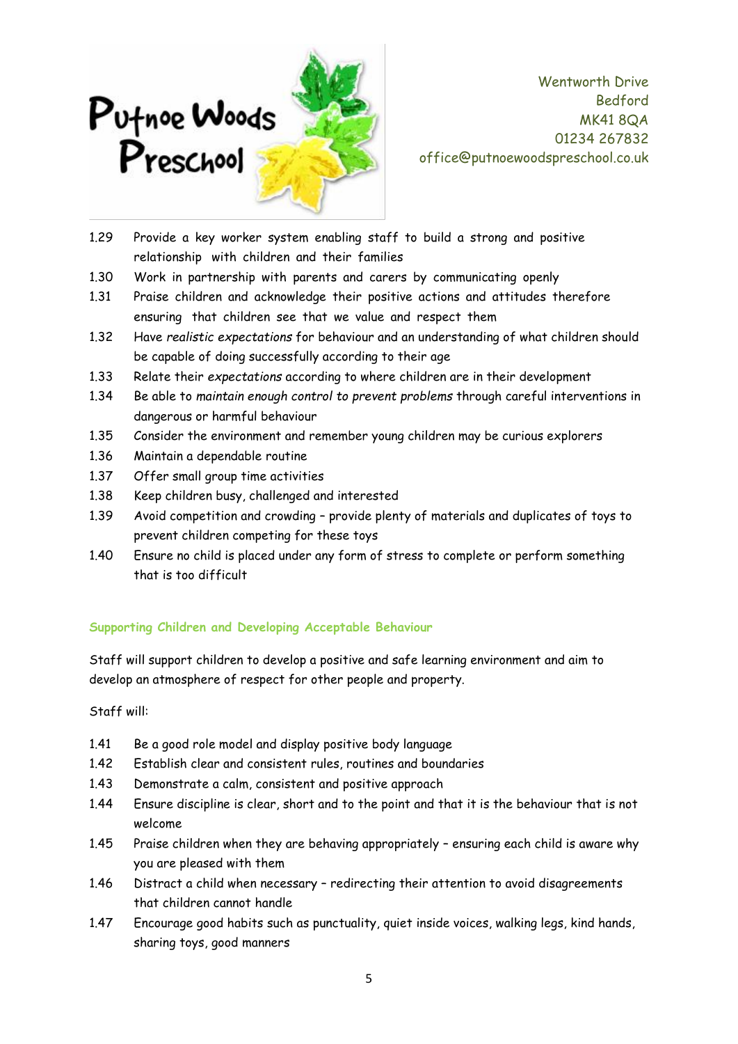1.29 Provide a key worker system enabling staff to build a strong and positive relationship with children and their families

1.30 Work in partnership with parents and carers by communicating openly

1.31 Praise children and acknowledge their positive actions and attitudes therefore ensuring that children see that we value and respect them

1.32 Have *realistic expectations* for behaviour and an understanding of what children should be capable of doing successfully according to their age

1.33 Relate their *expectations* according to where children are in their development

1.34 Be able to *maintain enough control to prevent problems* through careful interventions in dangerous or harmful behaviour

1.35 Consider the environment and remember young children may be curious explorers

1.36 Maintain a dependable routine

1.37 Offer small group time activities

1.38 Keep children busy, challenged and interested

1.39 Avoid competition and crowding – provide plenty of materials and duplicates of toys to prevent children competing for these toys

1.40 Ensure no child is placed under any form of stress to complete or perform something that is too difficult

### Supporting Children and Developing Acceptable Behaviour

Staff will support children to develop a positive and safe learning environment and aim to develop an atmosphere of respect for other people and property.

Staff will:

1.41 Be a good role model and display positive body language

1.42 Establish clear and consistent rules, routines and boundaries

1.43 Demonstrate a calm, consistent and positive approach

1.44 Ensure discipline is clear, short and to the point and that it is the behaviour that is not welcome

1.45 Praise children when they are behaving appropriately – ensuring each child is aware why you are pleased with them

1.46 Distract a child when necessary – redirecting their attention to avoid disagreements that children cannot handle

1.47 Encourage good habits such as punctuality, quiet inside voices, walking legs, kind hands, sharing toys, good manners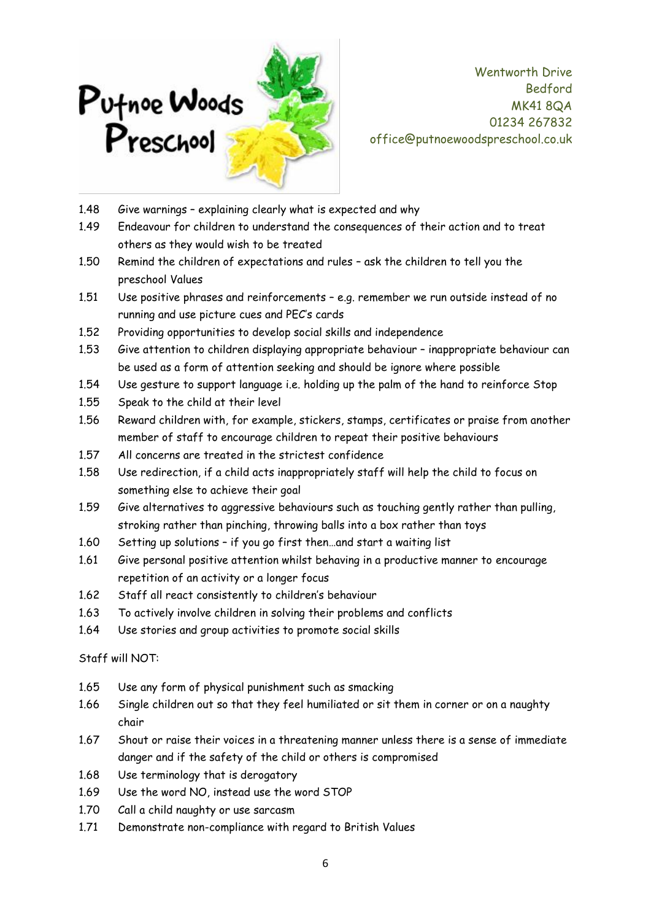1.48 Give warnings – explaining clearly what is expected and why

1.49 Endeavour for children to understand the consequences of their action and to treat others as they would wish to be treated

1.50 Remind the children of expectations and rules – ask the children to tell you the preschool Values

1.51 Use positive phrases and reinforcements – e.g. remember we run outside instead of no running and use picture cues and PEC's cards

1.52 Providing opportunities to develop social skills and independence

1.53 Give attention to children displaying appropriate behaviour – inappropriate behaviour can be used as a form of attention seeking and should be ignore where possible

1.54 Use gesture to support language i.e. holding up the palm of the hand to reinforce Stop

1.55 Speak to the child at their level

1.56 Reward children with, for example, stickers, stamps, certificates or praise from another member of staff to encourage children to repeat their positive behaviours

1.57 All concerns are treated in the strictest confidence

1.58 Use redirection, if a child acts inappropriately staff will help the child to focus on something else to achieve their goal

1.59 Give alternatives to aggressive behaviours such as touching gently rather than pulling, stroking rather than pinching, throwing balls into a box rather than toys

1.60 Setting up solutions – if you go first then…and start a waiting list

1.61 Give personal positive attention whilst behaving in a productive manner to encourage repetition of an activity or a longer focus

1.62 Staff all react consistently to children's behaviour

1.63 To actively involve children in solving their problems and conflicts

1.64 Use stories and group activities to promote social skills

Staff will NOT:

1.65 Use any form of physical punishment such as smacking

1.66 Single children out so that they feel humiliated or sit them in corner or on a naughty chair

1.67 Shout or raise their voices in a threatening manner unless there is a sense of immediate danger and if the safety of the child or others is compromised

1.68 Use terminology that is derogatory

1.69 Use the word NO, instead use the word STOP

1.70 Call a child naughty or use sarcasm

1.71 Demonstrate non-compliance with regard to British Values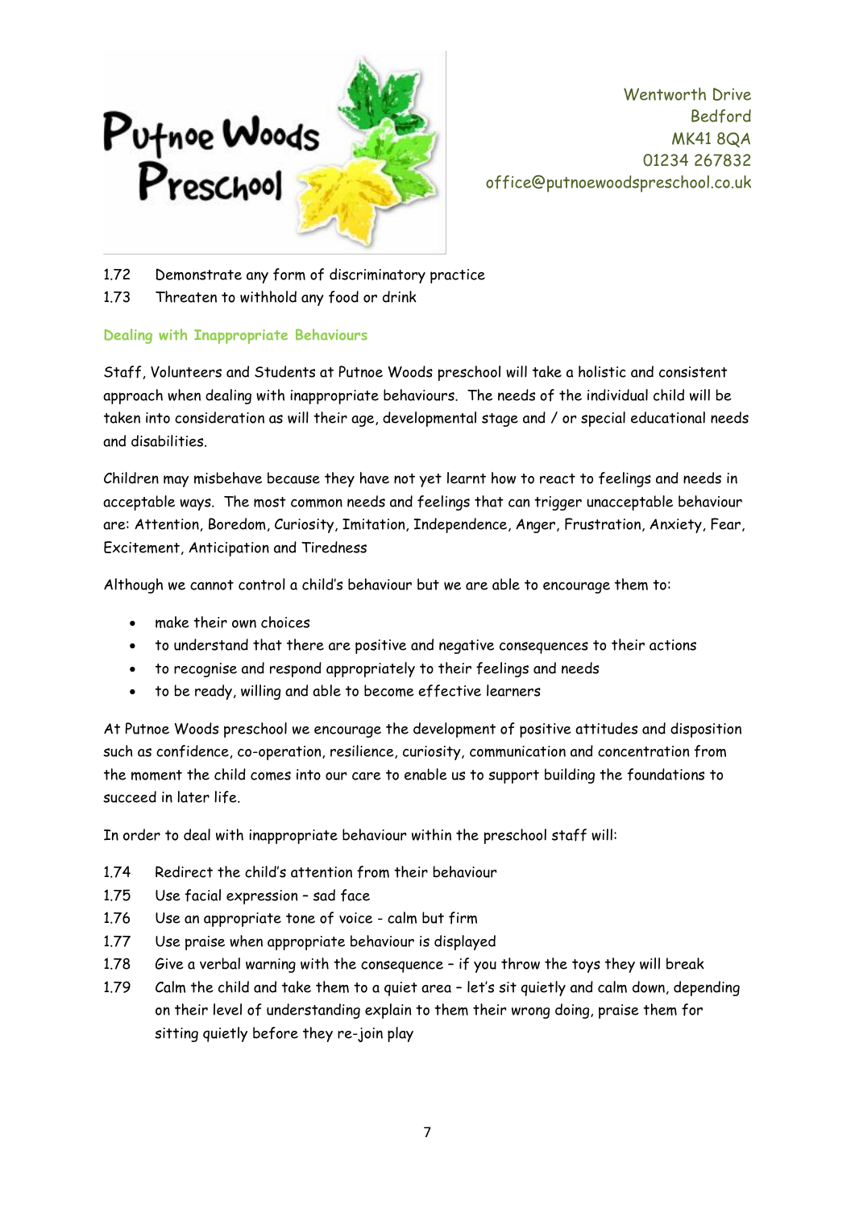1.72 Demonstrate any form of discriminatory practice

1.73 Threaten to withhold any food or drink

### Dealing with Inappropriate Behaviours

Staff, Volunteers and Students at Putnoe Woods preschool will take a holistic and consistent approach when dealing with inappropriate behaviours. The needs of the individual child will be taken into consideration as will their age, developmental stage and / or special educational needs and disabilities.

Children may misbehave because they have not yet learnt how to react to feelings and needs in acceptable ways. The most common needs and feelings that can trigger unacceptable behaviour are: Attention, Boredom, Curiosity, Imitation, Independence, Anger, Frustration, Anxiety, Fear, Excitement, Anticipation and Tiredness

Although we cannot control a child's behaviour but we are able to encourage them to:

- make their own choices
- to understand that there are positive and negative consequences to their actions
- to recognise and respond appropriately to their feelings and needs
- to be ready, willing and able to become effective learners

At Putnoe Woods preschool we encourage the development of positive attitudes and disposition such as confidence, co-operation, resilience, curiosity, communication and concentration from the moment the child comes into our care to enable us to support building the foundations to succeed in later life.

In order to deal with inappropriate behaviour within the preschool staff will:

1.74 Redirect the child's attention from their behaviour

1.75 Use facial expression – sad face

1.76 Use an appropriate tone of voice - calm but firm

1.77 Use praise when appropriate behaviour is displayed

1.78 Give a verbal warning with the consequence – if you throw the toys they will break

1.79 Calm the child and take them to a quiet area – let's sit quietly and calm down, depending on their level of understanding explain to them their wrong doing, praise them for sitting quietly before they re-join play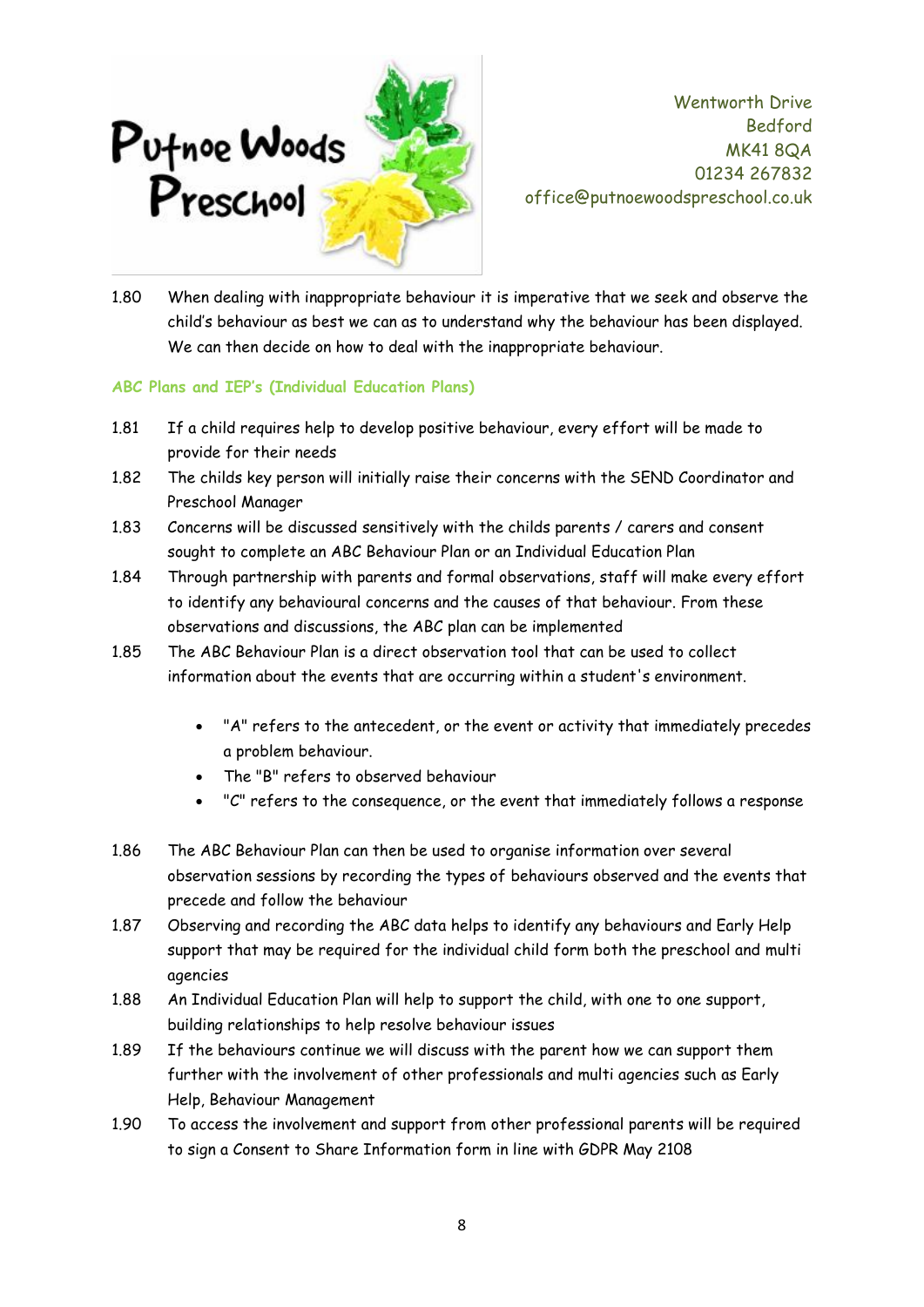1.80 When dealing with inappropriate behaviour it is imperative that we seek and observe the child's behaviour as best we can as to understand why the behaviour has been displayed. We can then decide on how to deal with the inappropriate behaviour.

### ABC Plans and IEP's (Individual Education Plans)

1.81 If a child requires help to develop positive behaviour, every effort will be made to provide for their needs

1.82 The childs key person will initially raise their concerns with the SEND Coordinator and Preschool Manager

1.83 Concerns will be discussed sensitively with the childs parents / carers and consent sought to complete an ABC Behaviour Plan or an Individual Education Plan

1.84 Through partnership with parents and formal observations, staff will make every effort to identify any behavioural concerns and the causes of that behaviour. From these observations and discussions, the ABC plan can be implemented

1.85 The ABC Behaviour Plan is a direct observation tool that can be used to collect information about the events that are occurring within a student's environment.

- "A" refers to the antecedent, or the event or activity that immediately precedes a problem behaviour.
- The "B" refers to observed behaviour
- "C" refers to the consequence, or the event that immediately follows a response

1.86 The ABC Behaviour Plan can then be used to organise information over several observation sessions by recording the types of behaviours observed and the events that precede and follow the behaviour

1.87 Observing and recording the ABC data helps to identify any behaviours and Early Help support that may be required for the individual child form both the preschool and multi agencies

1.88 An Individual Education Plan will help to support the child, with one to one support, building relationships to help resolve behaviour issues

1.89 If the behaviours continue we will discuss with the parent how we can support them further with the involvement of other professionals and multi agencies such as Early Help, Behaviour Management

1.90 To access the involvement and support from other professional parents will be required to sign a Consent to Share Information form in line with GDPR May 2108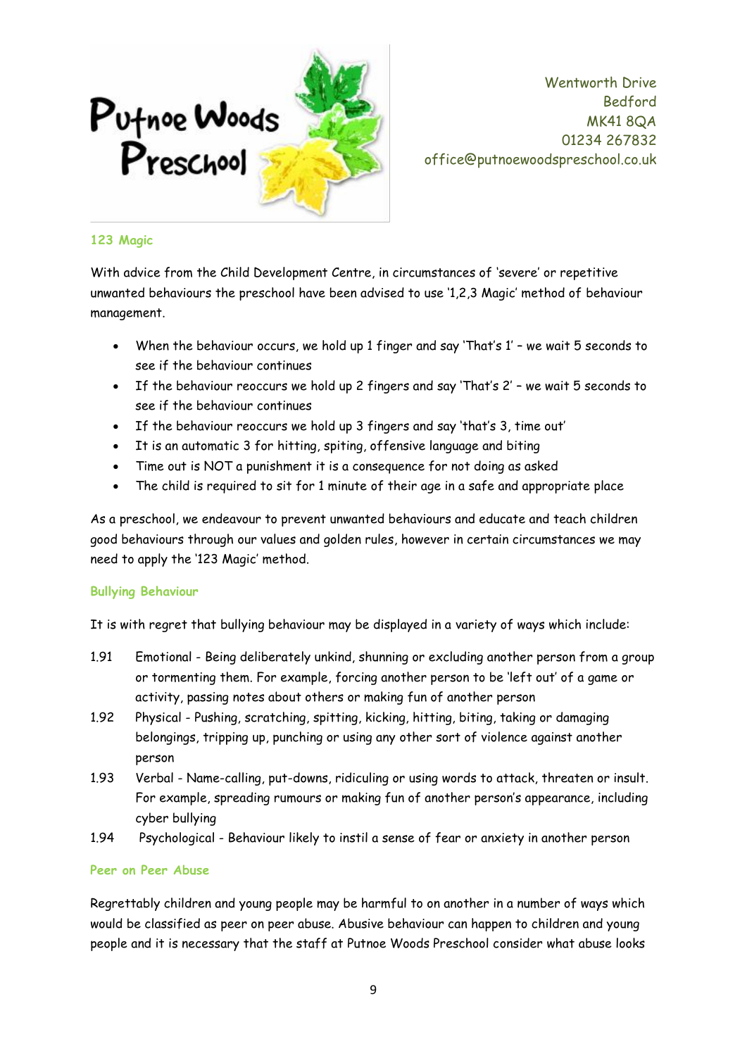Putnoe Woods Preschool

Wentworth Drive
Bedford
MK41 8QA
01234 267832
office@putnoewoodspreschool.co.uk

### 123 Magic

With advice from the Child Development Centre, in circumstances of 'severe' or repetitive unwanted behaviours the preschool have been advised to use '1,2,3 Magic' method of behaviour management.

- When the behaviour occurs, we hold up 1 finger and say 'That's 1' – we wait 5 seconds to see if the behaviour continues
- If the behaviour reoccurs we hold up 2 fingers and say 'That's 2' – we wait 5 seconds to see if the behaviour continues
- If the behaviour reoccurs we hold up 3 fingers and say 'that's 3, time out'
- It is an automatic 3 for hitting, spiting, offensive language and biting
- Time out is NOT a punishment it is a consequence for not doing as asked
- The child is required to sit for 1 minute of their age in a safe and appropriate place

As a preschool, we endeavour to prevent unwanted behaviours and educate and teach children good behaviours through our values and golden rules, however in certain circumstances we may need to apply the '123 Magic' method.

### Bullying Behaviour

It is with regret that bullying behaviour may be displayed in a variety of ways which include:

1.91 Emotional - Being deliberately unkind, shunning or excluding another person from a group or tormenting them. For example, forcing another person to be 'left out' of a game or activity, passing notes about others or making fun of another person

1.92 Physical - Pushing, scratching, spitting, kicking, hitting, biting, taking or damaging belongings, tripping up, punching or using any other sort of violence against another person

1.93 Verbal - Name-calling, put-downs, ridiculing or using words to attack, threaten or insult. For example, spreading rumours or making fun of another person's appearance, including cyber bullying

1.94 Psychological - Behaviour likely to instil a sense of fear or anxiety in another person

### Peer on Peer Abuse

Regrettably children and young people may be harmful to on another in a number of ways which would be classified as peer on peer abuse. Abusive behaviour can happen to children and young people and it is necessary that the staff at Putnoe Woods Preschool consider what abuse looks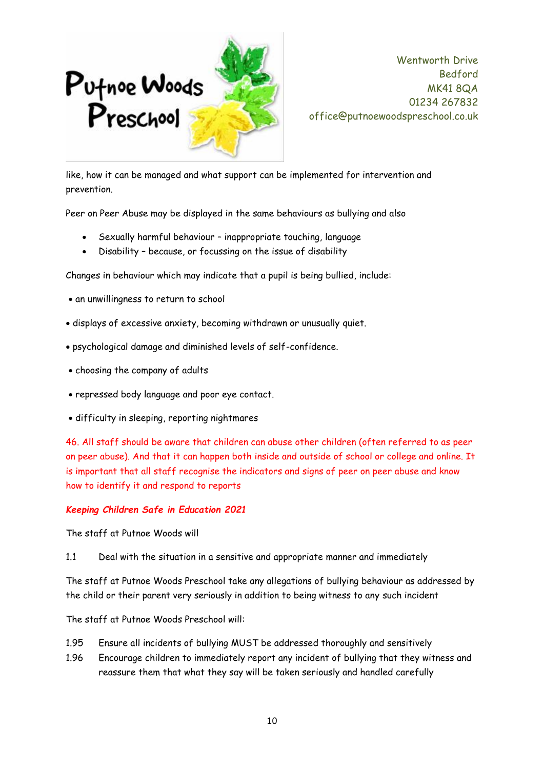like, how it can be managed and what support can be implemented for intervention and prevention.

Peer on Peer Abuse may be displayed in the same behaviours as bullying and also

- Sexually harmful behaviour – inappropriate touching, language
- Disability – because, or focussing on the issue of disability

Changes in behaviour which may indicate that a pupil is being bullied, include:

- an unwillingness to return to school
- displays of excessive anxiety, becoming withdrawn or unusually quiet.
- psychological damage and diminished levels of self-confidence.
- choosing the company of adults
- repressed body language and poor eye contact.
- difficulty in sleeping, reporting nightmares

46. All staff should be aware that children can abuse other children (often referred to as peer on peer abuse). And that it can happen both inside and outside of school or college and online. It is important that all staff recognise the indicators and signs of peer on peer abuse and know how to identify it and respond to reports

***Keeping Children Safe in Education 2021***

The staff at Putnoe Woods will

1.1 Deal with the situation in a sensitive and appropriate manner and immediately

The staff at Putnoe Woods Preschool take any allegations of bullying behaviour as addressed by the child or their parent very seriously in addition to being witness to any such incident

The staff at Putnoe Woods Preschool will:

1.95 Ensure all incidents of bullying MUST be addressed thoroughly and sensitively

1.96 Encourage children to immediately report any incident of bullying that they witness and reassure them that what they say will be taken seriously and handled carefully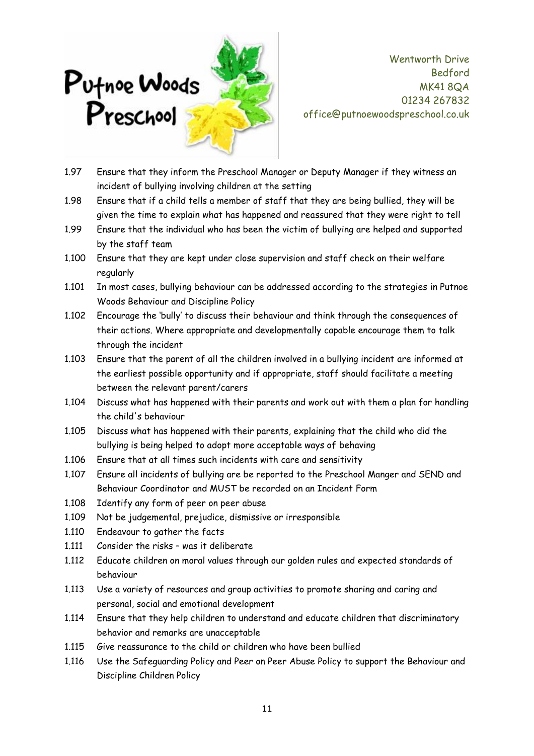1.97 Ensure that they inform the Preschool Manager or Deputy Manager if they witness an incident of bullying involving children at the setting

1.98 Ensure that if a child tells a member of staff that they are being bullied, they will be given the time to explain what has happened and reassured that they were right to tell

1.99 Ensure that the individual who has been the victim of bullying are helped and supported by the staff team

1.100 Ensure that they are kept under close supervision and staff check on their welfare regularly

1.101 In most cases, bullying behaviour can be addressed according to the strategies in Putnoe Woods Behaviour and Discipline Policy

1.102 Encourage the 'bully' to discuss their behaviour and think through the consequences of their actions. Where appropriate and developmentally capable encourage them to talk through the incident

1.103 Ensure that the parent of all the children involved in a bullying incident are informed at the earliest possible opportunity and if appropriate, staff should facilitate a meeting between the relevant parent/carers

1.104 Discuss what has happened with their parents and work out with them a plan for handling the child's behaviour

1.105 Discuss what has happened with their parents, explaining that the child who did the bullying is being helped to adopt more acceptable ways of behaving

1.106 Ensure that at all times such incidents with care and sensitivity

1.107 Ensure all incidents of bullying are be reported to the Preschool Manger and SEND and Behaviour Coordinator and MUST be recorded on an Incident Form

1.108 Identify any form of peer on peer abuse

1.109 Not be judgemental, prejudice, dismissive or irresponsible

1.110 Endeavour to gather the facts

1.111 Consider the risks – was it deliberate

1.112 Educate children on moral values through our golden rules and expected standards of behaviour

1.113 Use a variety of resources and group activities to promote sharing and caring and personal, social and emotional development

1.114 Ensure that they help children to understand and educate children that discriminatory behavior and remarks are unacceptable

1.115 Give reassurance to the child or children who have been bullied

1.116 Use the Safeguarding Policy and Peer on Peer Abuse Policy to support the Behaviour and Discipline Children Policy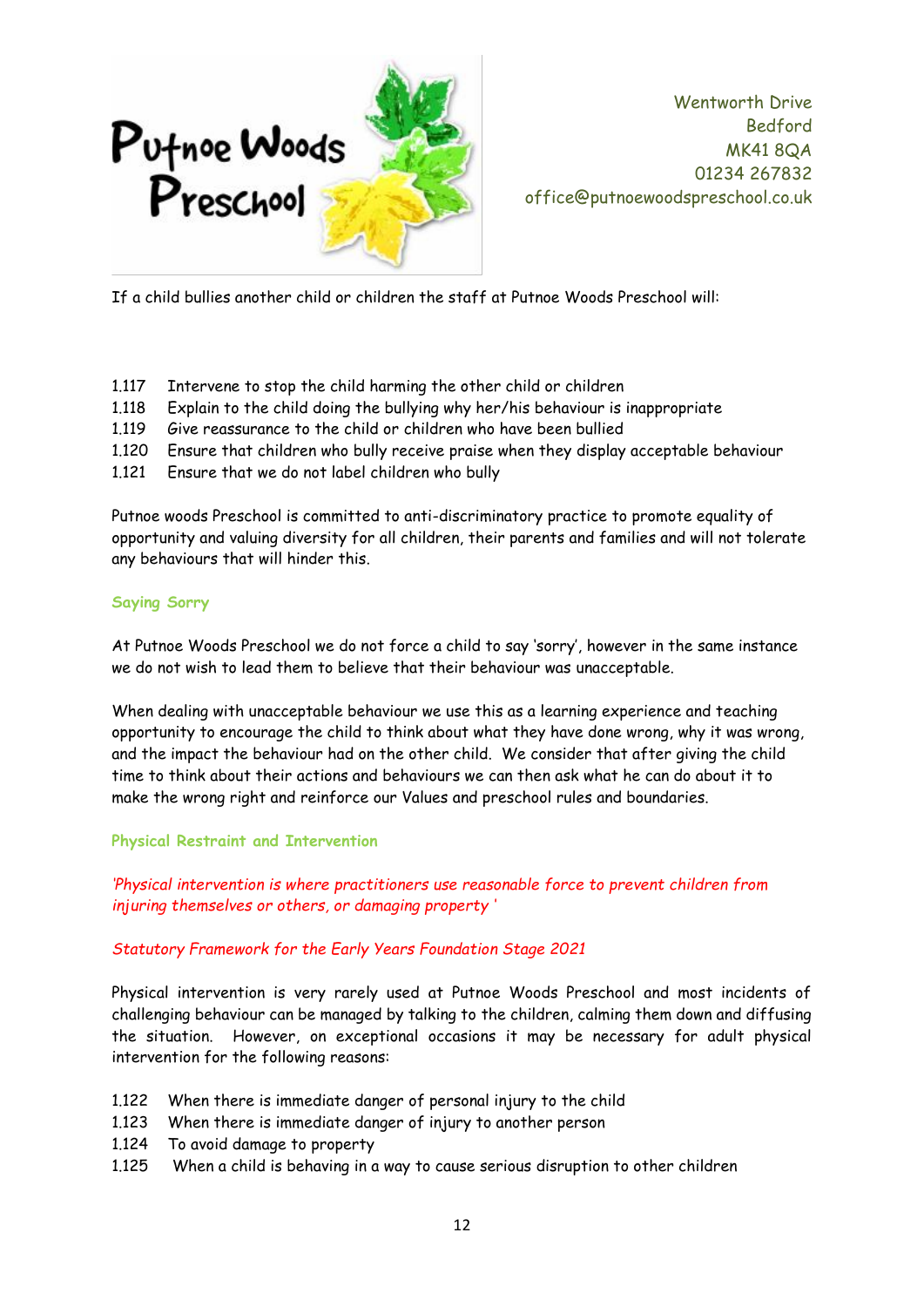If a child bullies another child or children the staff at Putnoe Woods Preschool will:

1.117 Intervene to stop the child harming the other child or children
1.118 Explain to the child doing the bullying why her/his behaviour is inappropriate
1.119 Give reassurance to the child or children who have been bullied
1.120 Ensure that children who bully receive praise when they display acceptable behaviour
1.121 Ensure that we do not label children who bully

Putnoe woods Preschool is committed to anti-discriminatory practice to promote equality of opportunity and valuing diversity for all children, their parents and families and will not tolerate any behaviours that will hinder this.

### Saying Sorry

At Putnoe Woods Preschool we do not force a child to say 'sorry', however in the same instance we do not wish to lead them to believe that their behaviour was unacceptable.

When dealing with unacceptable behaviour we use this as a learning experience and teaching opportunity to encourage the child to think about what they have done wrong, why it was wrong, and the impact the behaviour had on the other child. We consider that after giving the child time to think about their actions and behaviours we can then ask what he can do about it to make the wrong right and reinforce our Values and preschool rules and boundaries.

### Physical Restraint and Intervention

*'Physical intervention is where practitioners use reasonable force to prevent children from injuring themselves or others, or damaging property '*

*Statutory Framework for the Early Years Foundation Stage 2021*

Physical intervention is very rarely used at Putnoe Woods Preschool and most incidents of challenging behaviour can be managed by talking to the children, calming them down and diffusing the situation. However, on exceptional occasions it may be necessary for adult physical intervention for the following reasons:

1.122 When there is immediate danger of personal injury to the child
1.123 When there is immediate danger of injury to another person
1.124 To avoid damage to property
1.125 When a child is behaving in a way to cause serious disruption to other children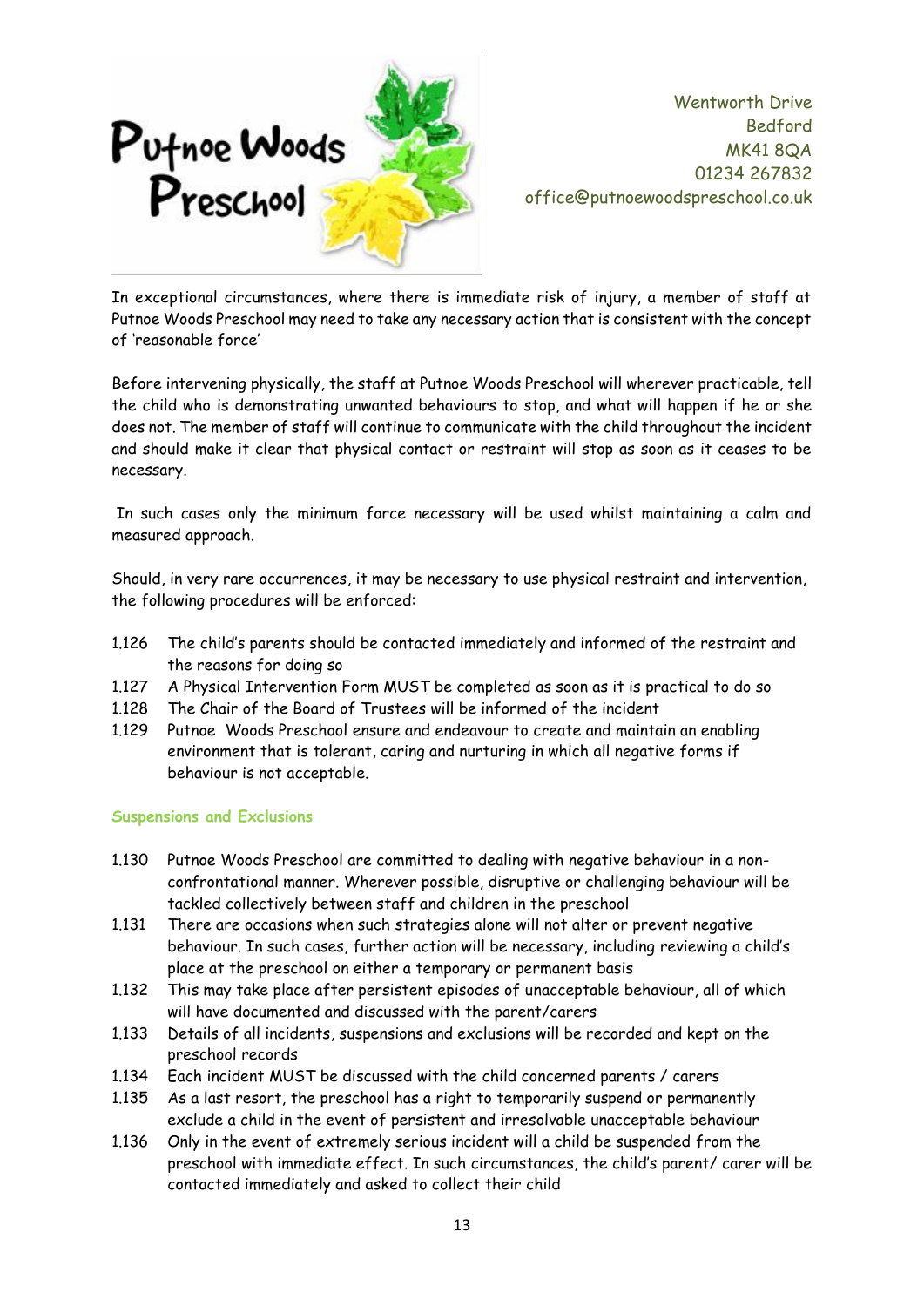In exceptional circumstances, where there is immediate risk of injury, a member of staff at Putnoe Woods Preschool may need to take any necessary action that is consistent with the concept of 'reasonable force'

Before intervening physically, the staff at Putnoe Woods Preschool will wherever practicable, tell the child who is demonstrating unwanted behaviours to stop, and what will happen if he or she does not. The member of staff will continue to communicate with the child throughout the incident and should make it clear that physical contact or restraint will stop as soon as it ceases to be necessary.

In such cases only the minimum force necessary will be used whilst maintaining a calm and measured approach.

Should, in very rare occurrences, it may be necessary to use physical restraint and intervention, the following procedures will be enforced:

1.126 The child's parents should be contacted immediately and informed of the restraint and the reasons for doing so
1.127 A Physical Intervention Form MUST be completed as soon as it is practical to do so
1.128 The Chair of the Board of Trustees will be informed of the incident
1.129 Putnoe Woods Preschool ensure and endeavour to create and maintain an enabling environment that is tolerant, caring and nurturing in which all negative forms if behaviour is not acceptable.

### Suspensions and Exclusions

1.130 Putnoe Woods Preschool are committed to dealing with negative behaviour in a non-confrontational manner. Wherever possible, disruptive or challenging behaviour will be tackled collectively between staff and children in the preschool
1.131 There are occasions when such strategies alone will not alter or prevent negative behaviour. In such cases, further action will be necessary, including reviewing a child's place at the preschool on either a temporary or permanent basis
1.132 This may take place after persistent episodes of unacceptable behaviour, all of which will have documented and discussed with the parent/carers
1.133 Details of all incidents, suspensions and exclusions will be recorded and kept on the preschool records
1.134 Each incident MUST be discussed with the child concerned parents / carers
1.135 As a last resort, the preschool has a right to temporarily suspend or permanently exclude a child in the event of persistent and irresolvable unacceptable behaviour
1.136 Only in the event of extremely serious incident will a child be suspended from the preschool with immediate effect. In such circumstances, the child's parent/ carer will be contacted immediately and asked to collect their child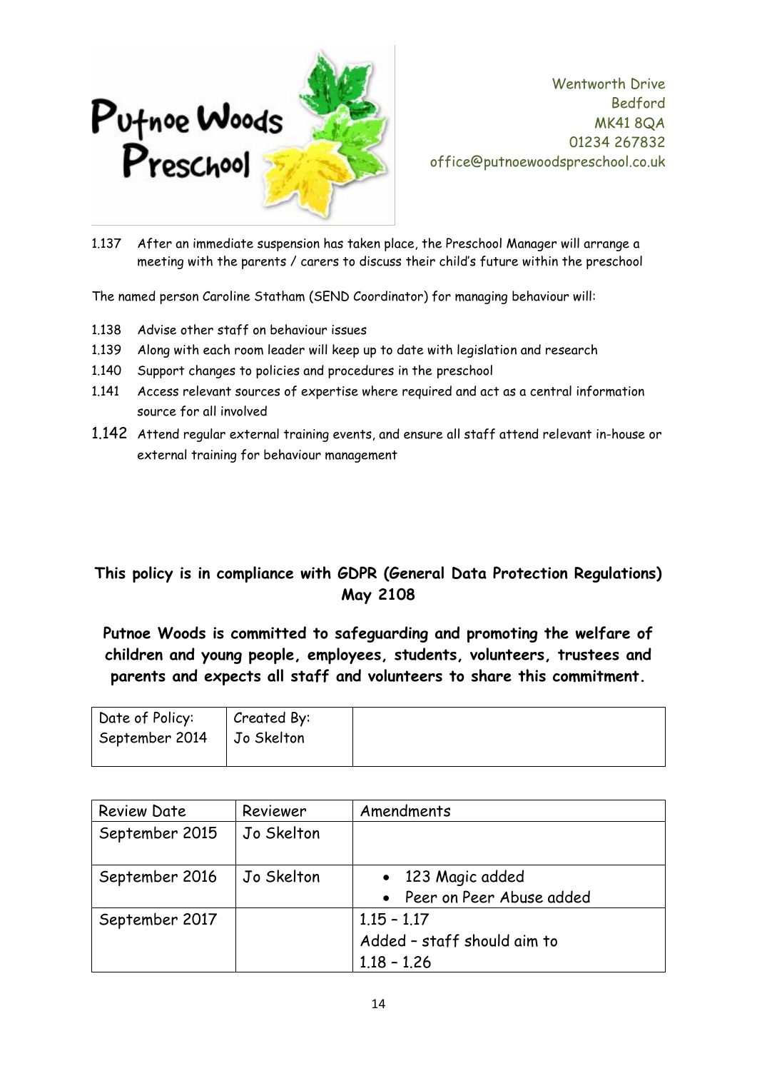Wentworth Drive
Bedford
MK41 8QA
01234 267832
office@putnoewoodspreschool.co.uk

1.137 After an immediate suspension has taken place, the Preschool Manager will arrange a meeting with the parents / carers to discuss their child's future within the preschool

The named person Caroline Statham (SEND Coordinator) for managing behaviour will:

1.138 Advise other staff on behaviour issues

1.139 Along with each room leader will keep up to date with legislation and research

1.140 Support changes to policies and procedures in the preschool

1.141 Access relevant sources of expertise where required and act as a central information source for all involved

1.142 Attend regular external training events, and ensure all staff attend relevant in-house or external training for behaviour management

**This policy is in compliance with GDPR (General Data Protection Regulations) May 2108**

**Putnoe Woods is committed to safeguarding and promoting the welfare of children and young people, employees, students, volunteers, trustees and parents and expects all staff and volunteers to share this commitment.**

| Date of Policy: September 2014 | Created By: Jo Skelton | |
|---|---|---|

| Review Date | Reviewer | Amendments |
|---|---|---|
| September 2015 | Jo Skelton | |
| September 2016 | Jo Skelton | • 123 Magic added<br>• Peer on Peer Abuse added |
| September 2017 | | 1.15 – 1.17<br>Added – staff should aim to<br>1.18 – 1.26 |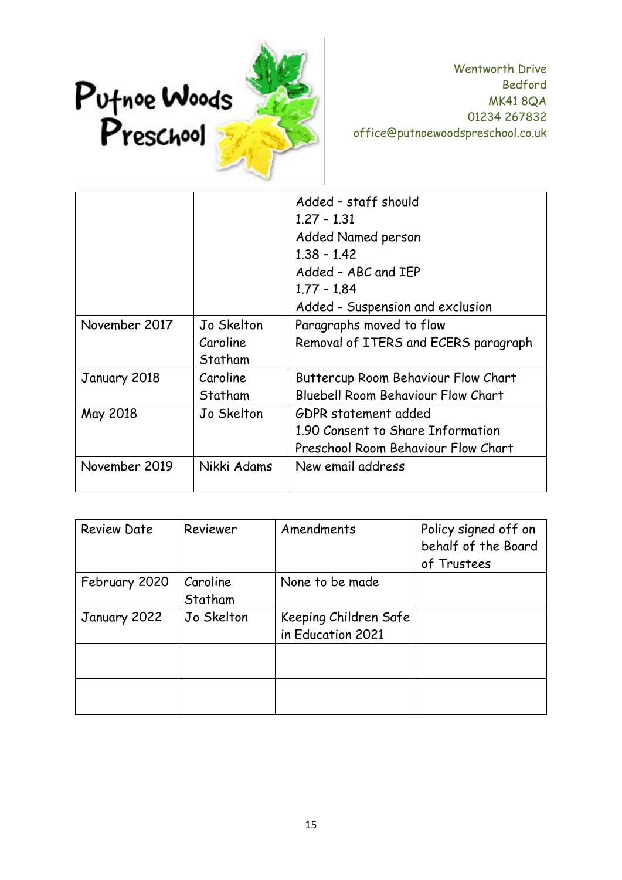Putnoe Woods Preschool

Wentworth Drive
Bedford
MK41 8QA
01234 267832
office@putnoewoodspreschool.co.uk

| | | |
|---|---|---|
| | | Added – staff should<br>1.27 – 1.31<br>Added Named person<br>1.38 – 1.42<br>Added – ABC and IEP<br>1.77 – 1.84<br>Added - Suspension and exclusion |
| November 2017 | Jo Skelton<br>Caroline Statham | Paragraphs moved to flow<br>Removal of ITERS and ECERS paragraph |
| January 2018 | Caroline Statham | Buttercup Room Behaviour Flow Chart<br>Bluebell Room Behaviour Flow Chart |
| May 2018 | Jo Skelton | GDPR statement added<br>1.90 Consent to Share Information<br>Preschool Room Behaviour Flow Chart |
| November 2019 | Nikki Adams | New email address |

| Review Date | Reviewer | Amendments | Policy signed off on behalf of the Board of Trustees |
|---|---|---|---|
| February 2020 | Caroline Statham | None to be made | |
| January 2022 | Jo Skelton | Keeping Children Safe in Education 2021 | |
| | | | |
| | | | |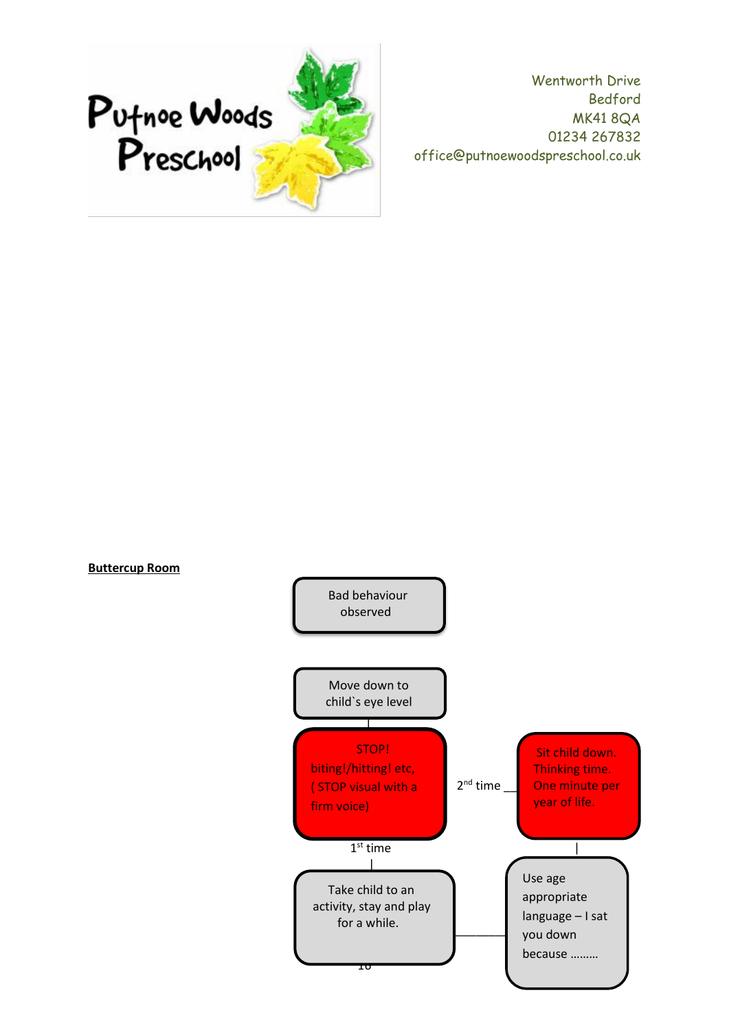Wentworth Drive
Bedford
MK41 8QA
01234 267832
office@putnoewoodspreschool.co.uk

**Buttercup Room**

Bad behaviour observed

Move down to child`s eye level

STOP!
biting!/hitting! etc,
( STOP visual with a firm voice)

1st time

Take child to an activity, stay and play for a while.

2nd time

Sit child down. Thinking time. One minute per year of life.

Use age appropriate language – I sat you down because ………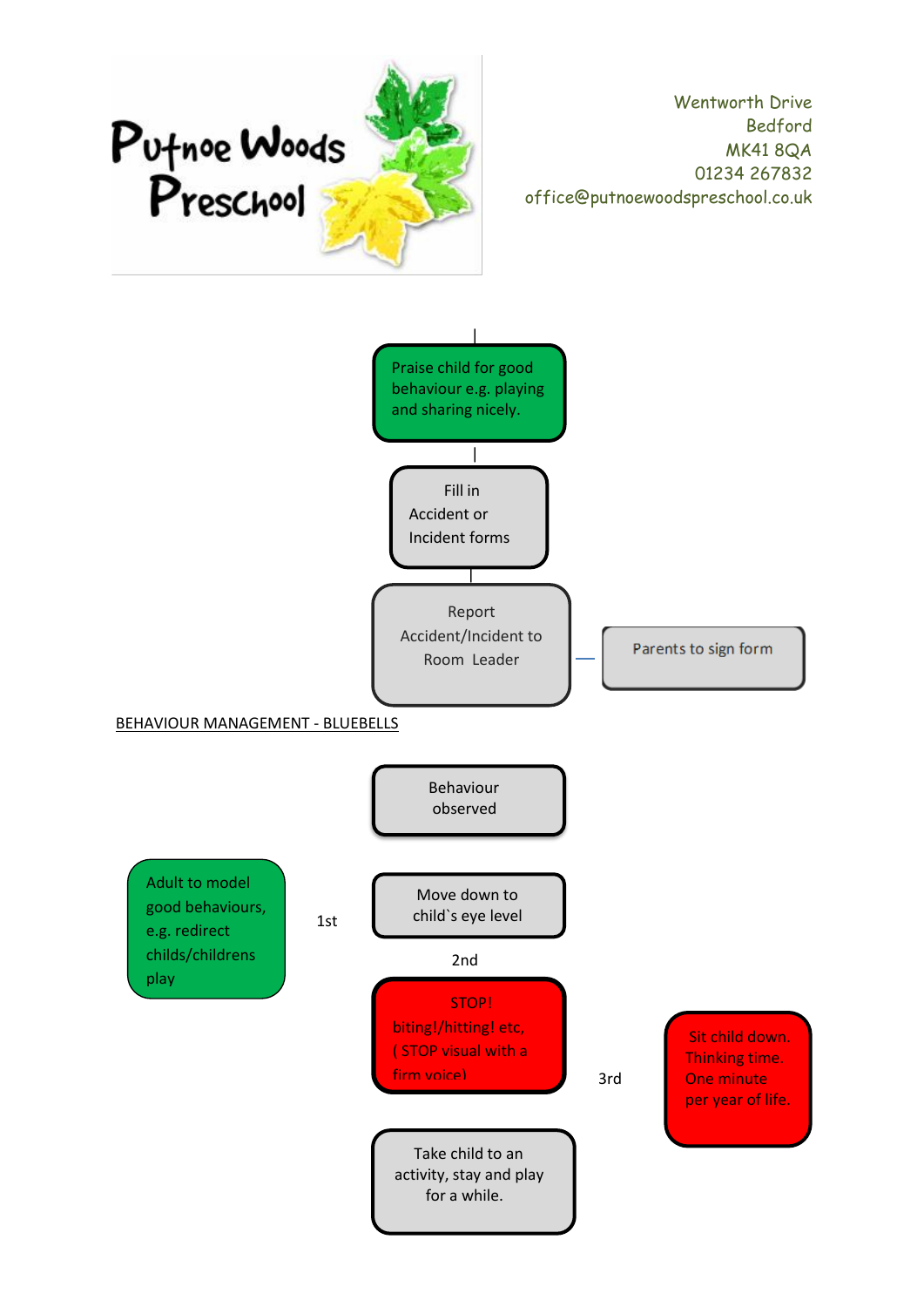Putnoe Woods Preschool

Wentworth Drive
Bedford
MK41 8QA
01234 267832
office@putnoewoodspreschool.co.uk

Praise child for good behaviour e.g. playing and sharing nicely.

Fill in Accident or Incident forms

Report Accident/Incident to Room Leader

Parents to sign form

BEHAVIOUR MANAGEMENT - BLUEBELLS

Behaviour observed

Adult to model good behaviours, e.g. redirect childs/childrens play

1st

Move down to child`s eye level

2nd

STOP! biting!/hitting! etc, ( STOP visual with a firm voice)

3rd

Sit child down. Thinking time. One minute per year of life.

Take child to an activity, stay and play for a while.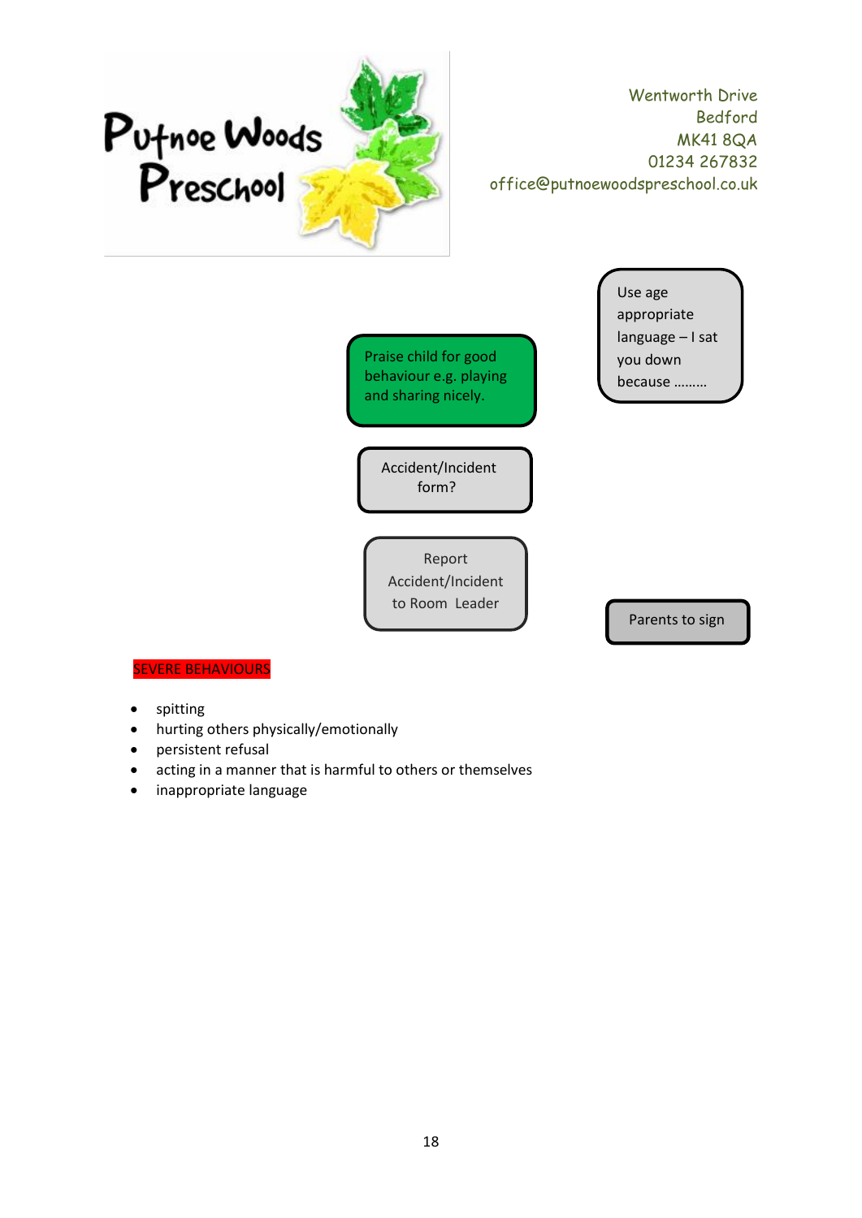**Putnoe Woods Preschool**

Wentworth Drive
Bedford
MK41 8QA
01234 267832
office@putnoewoodspreschool.co.uk

Praise child for good behaviour e.g. playing and sharing nicely.

Use age appropriate language – I sat you down because ………

Accident/Incident form?

Report Accident/Incident to Room Leader

Parents to sign

SEVERE BEHAVIOURS

- spitting
- hurting others physically/emotionally
- persistent refusal
- acting in a manner that is harmful to others or themselves
- inappropriate language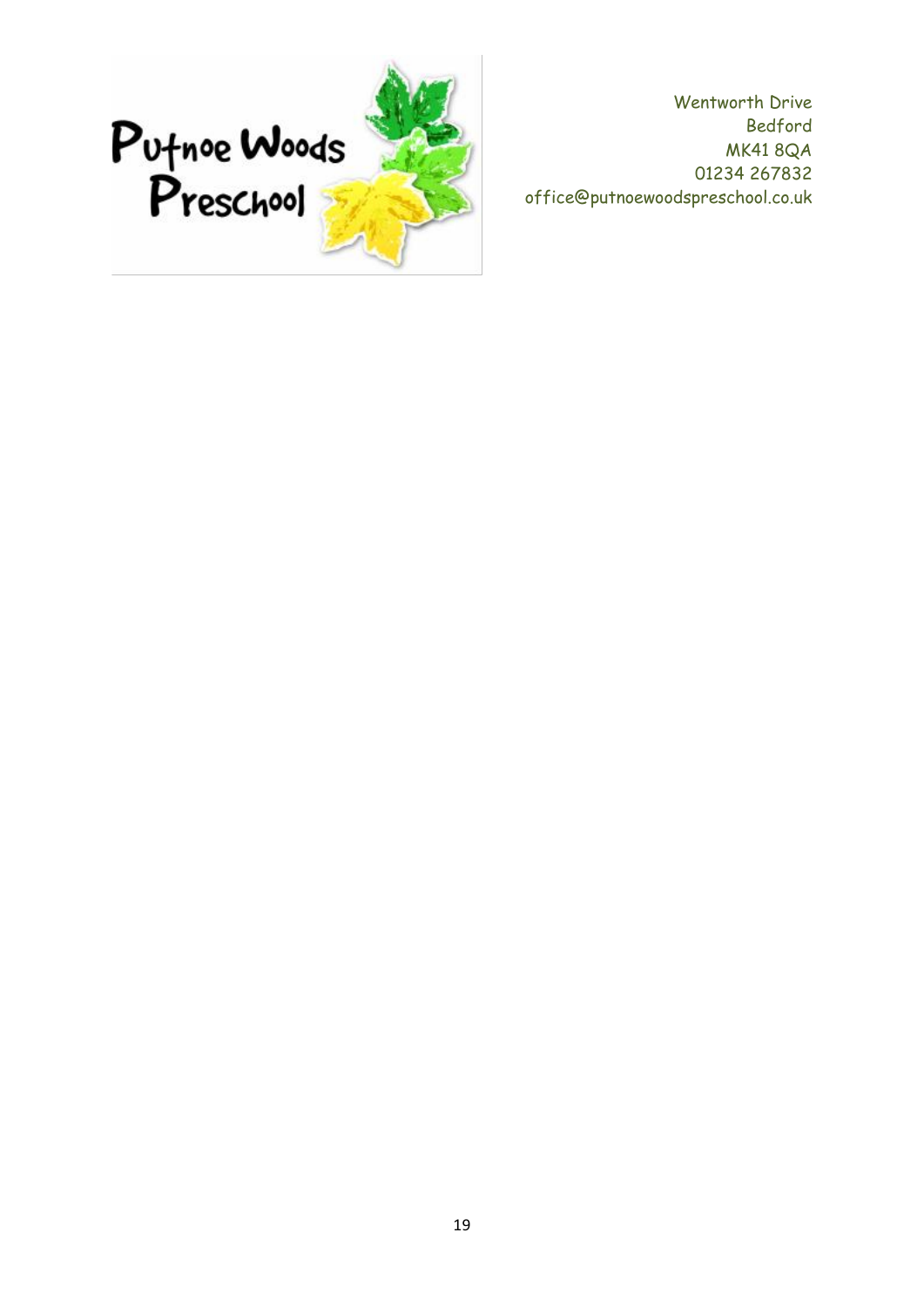Putnoe Woods Preschool

Wentworth Drive
Bedford
MK41 8QA
01234 267832
office@putnoewoodspreschool.co.uk